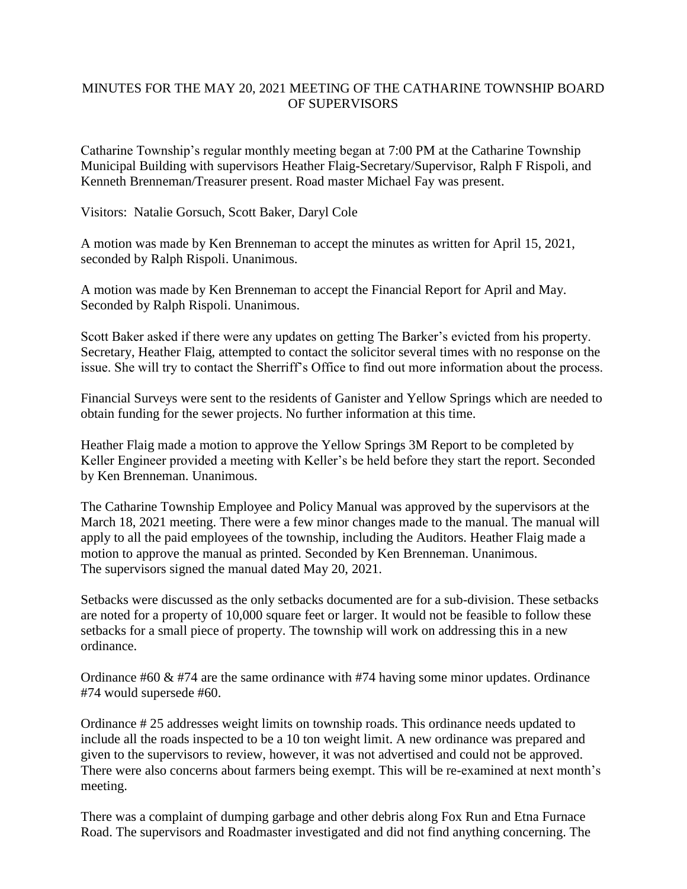# MINUTES FOR THE MAY 20, 2021 MEETING OF THE CATHARINE TOWNSHIP BOARD OF SUPERVISORS

Catharine Township's regular monthly meeting began at 7:00 PM at the Catharine Township Municipal Building with supervisors Heather Flaig-Secretary/Supervisor, Ralph F Rispoli, and Kenneth Brenneman/Treasurer present. Road master Michael Fay was present.

Visitors: Natalie Gorsuch, Scott Baker, Daryl Cole

A motion was made by Ken Brenneman to accept the minutes as written for April 15, 2021, seconded by Ralph Rispoli. Unanimous.

A motion was made by Ken Brenneman to accept the Financial Report for April and May. Seconded by Ralph Rispoli. Unanimous.

Scott Baker asked if there were any updates on getting The Barker's evicted from his property. Secretary, Heather Flaig, attempted to contact the solicitor several times with no response on the issue. She will try to contact the Sherriff's Office to find out more information about the process.

Financial Surveys were sent to the residents of Ganister and Yellow Springs which are needed to obtain funding for the sewer projects. No further information at this time.

Heather Flaig made a motion to approve the Yellow Springs 3M Report to be completed by Keller Engineer provided a meeting with Keller's be held before they start the report. Seconded by Ken Brenneman. Unanimous.

The Catharine Township Employee and Policy Manual was approved by the supervisors at the March 18, 2021 meeting. There were a few minor changes made to the manual. The manual will apply to all the paid employees of the township, including the Auditors. Heather Flaig made a motion to approve the manual as printed. Seconded by Ken Brenneman. Unanimous. The supervisors signed the manual dated May 20, 2021.

Setbacks were discussed as the only setbacks documented are for a sub-division. These setbacks are noted for a property of 10,000 square feet or larger. It would not be feasible to follow these setbacks for a small piece of property. The township will work on addressing this in a new ordinance.

Ordinance #60 & #74 are the same ordinance with #74 having some minor updates. Ordinance #74 would supersede #60.

Ordinance # 25 addresses weight limits on township roads. This ordinance needs updated to include all the roads inspected to be a 10 ton weight limit. A new ordinance was prepared and given to the supervisors to review, however, it was not advertised and could not be approved. There were also concerns about farmers being exempt. This will be re-examined at next month's meeting.

There was a complaint of dumping garbage and other debris along Fox Run and Etna Furnace Road. The supervisors and Roadmaster investigated and did not find anything concerning. The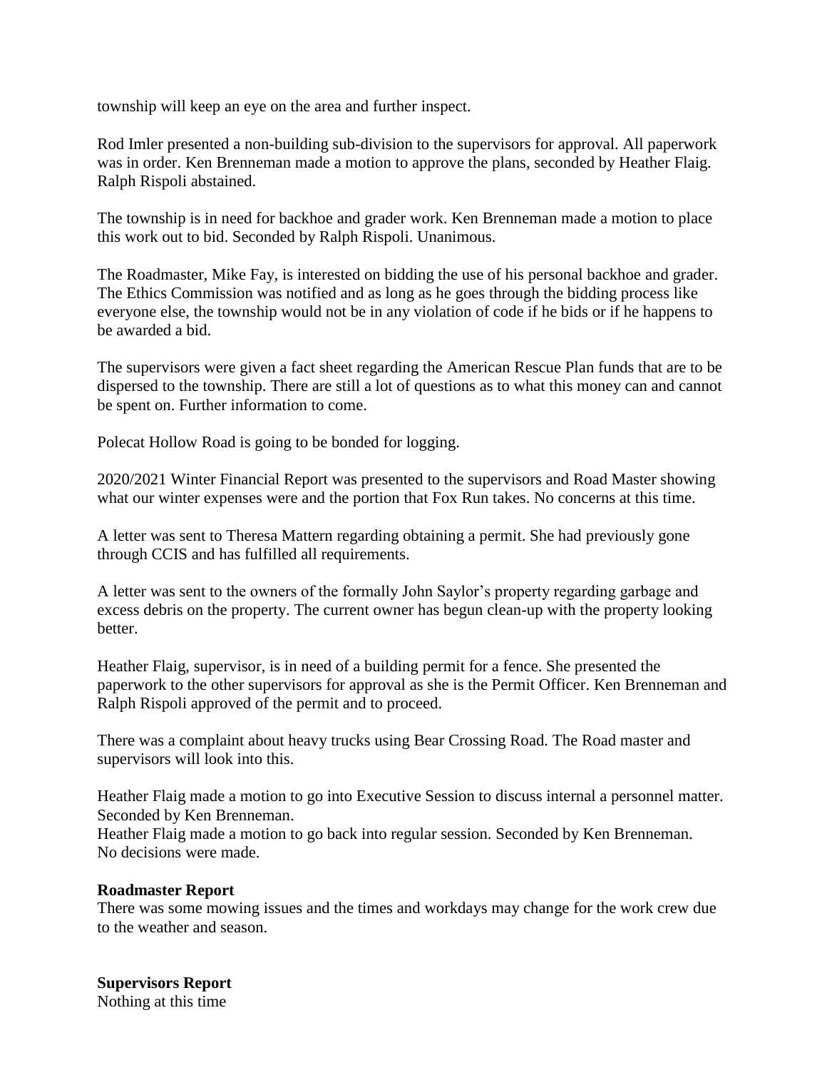township will keep an eye on the area and further inspect.

Rod Imler presented a non-building sub-division to the supervisors for approval. All paperwork was in order. Ken Brenneman made a motion to approve the plans, seconded by Heather Flaig. Ralph Rispoli abstained.

The township is in need for backhoe and grader work. Ken Brenneman made a motion to place this work out to bid. Seconded by Ralph Rispoli. Unanimous.

The Roadmaster, Mike Fay, is interested on bidding the use of his personal backhoe and grader. The Ethics Commission was notified and as long as he goes through the bidding process like everyone else, the township would not be in any violation of code if he bids or if he happens to be awarded a bid.

The supervisors were given a fact sheet regarding the American Rescue Plan funds that are to be dispersed to the township. There are still a lot of questions as to what this money can and cannot be spent on. Further information to come.

Polecat Hollow Road is going to be bonded for logging.

2020/2021 Winter Financial Report was presented to the supervisors and Road Master showing what our winter expenses were and the portion that Fox Run takes. No concerns at this time.

A letter was sent to Theresa Mattern regarding obtaining a permit. She had previously gone through CCIS and has fulfilled all requirements.

A letter was sent to the owners of the formally John Saylor's property regarding garbage and excess debris on the property. The current owner has begun clean-up with the property looking better.

Heather Flaig, supervisor, is in need of a building permit for a fence. She presented the paperwork to the other supervisors for approval as she is the Permit Officer. Ken Brenneman and Ralph Rispoli approved of the permit and to proceed.

There was a complaint about heavy trucks using Bear Crossing Road. The Road master and supervisors will look into this.

Heather Flaig made a motion to go into Executive Session to discuss internal a personnel matter. Seconded by Ken Brenneman.
Heather Flaig made a motion to go back into regular session. Seconded by Ken Brenneman.
No decisions were made.

**Roadmaster Report**
There was some mowing issues and the times and workdays may change for the work crew due to the weather and season.

**Supervisors Report**
Nothing at this time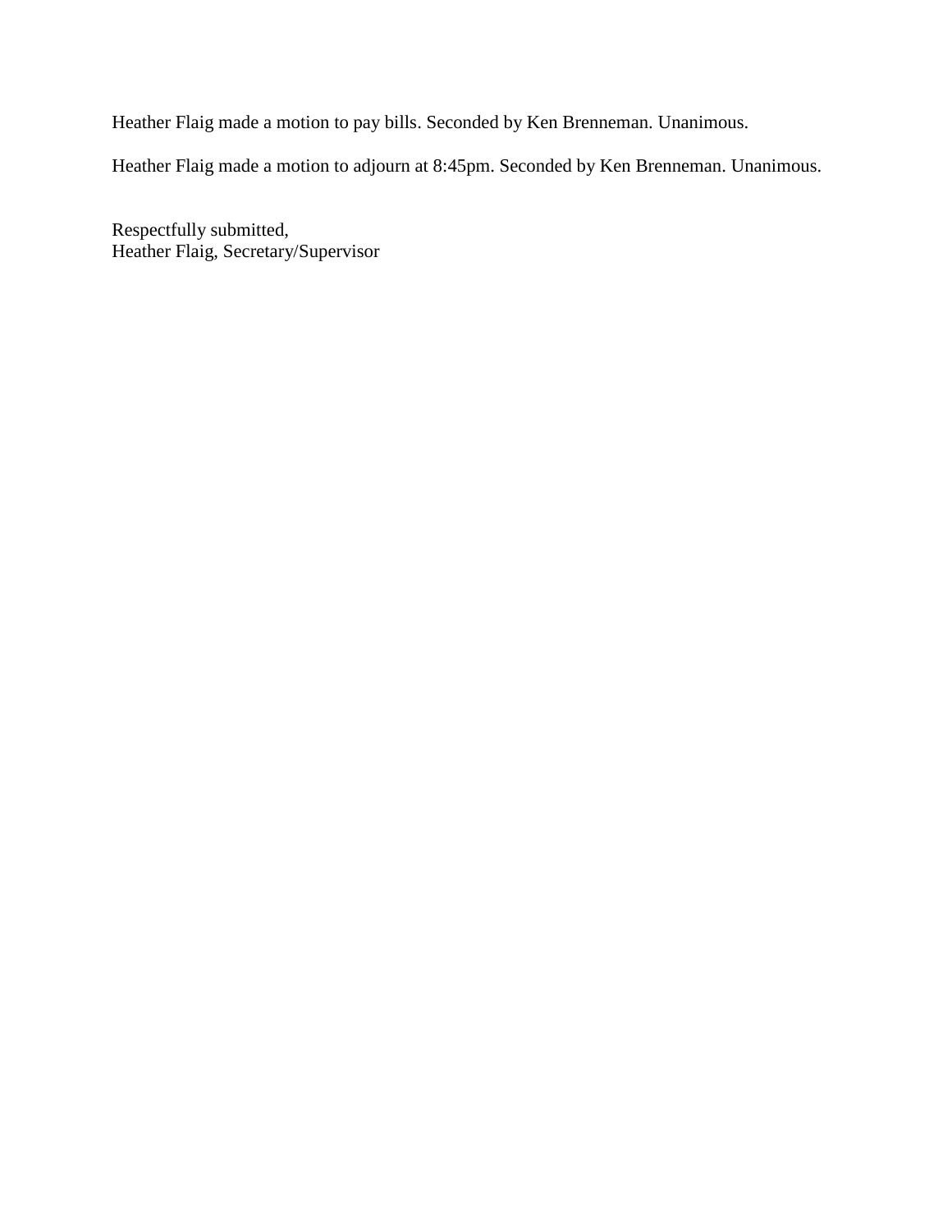Heather Flaig made a motion to pay bills. Seconded by Ken Brenneman. Unanimous.

Heather Flaig made a motion to adjourn at 8:45pm. Seconded by Ken Brenneman. Unanimous.

Respectfully submitted,  
Heather Flaig, Secretary/Supervisor